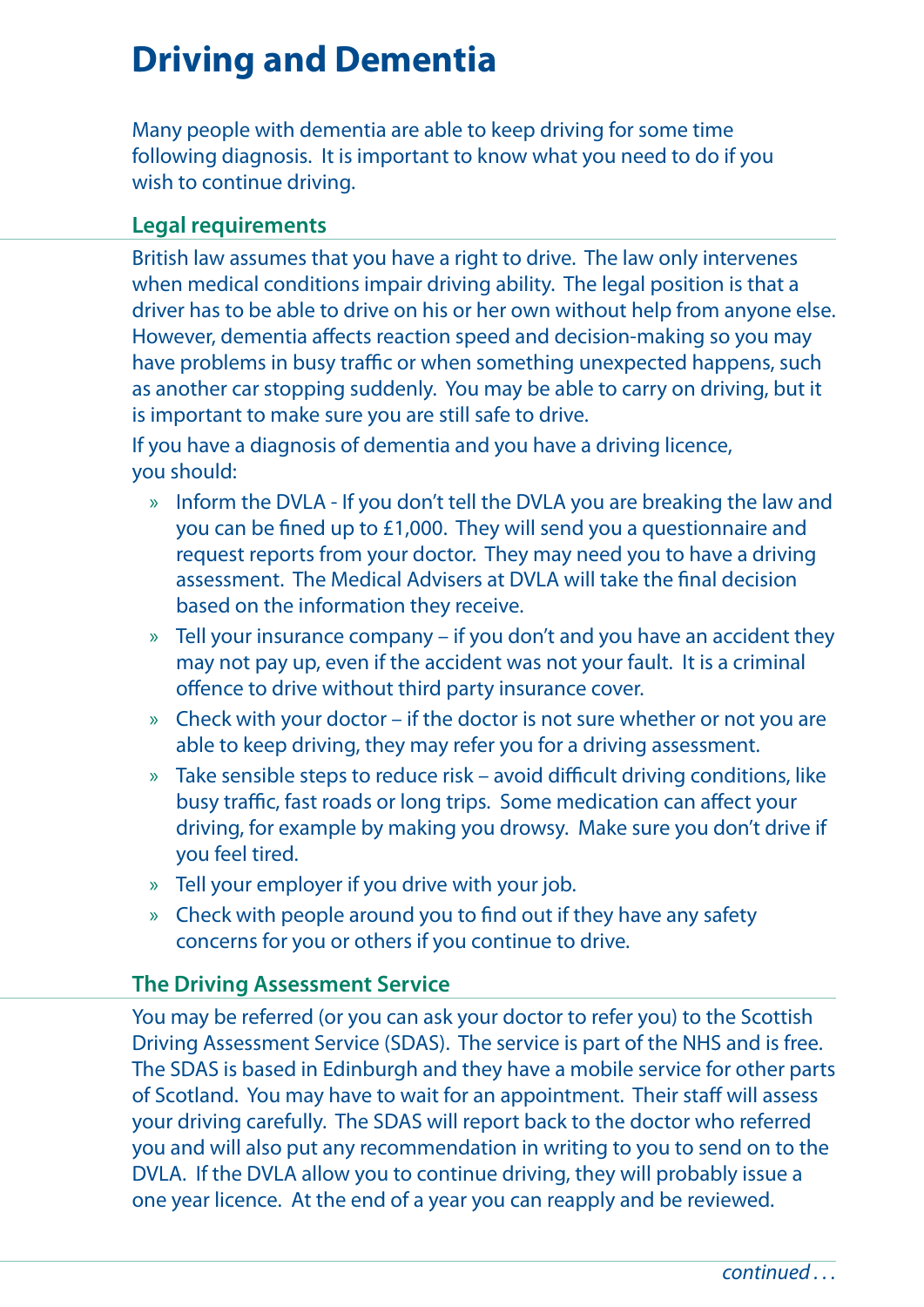# Driving and Dementia

Many people with dementia are able to keep driving for some time following diagnosis. It is important to know what you need to do if you wish to continue driving.

## Legal requirements

British law assumes that you have a right to drive. The law only intervenes when medical conditions impair driving ability. The legal position is that a driver has to be able to drive on his or her own without help from anyone else. However, dementia affects reaction speed and decision-making so you may have problems in busy traffic or when something unexpected happens, such as another car stopping suddenly. You may be able to carry on driving, but it is important to make sure you are still safe to drive.

If you have a diagnosis of dementia and you have a driving licence, you should:

- Inform the DVLA - If you don't tell the DVLA you are breaking the law and you can be fined up to £1,000. They will send you a questionnaire and request reports from your doctor. They may need you to have a driving assessment. The Medical Advisers at DVLA will take the final decision based on the information they receive.
- Tell your insurance company – if you don't and you have an accident they may not pay up, even if the accident was not your fault. It is a criminal offence to drive without third party insurance cover.
- Check with your doctor – if the doctor is not sure whether or not you are able to keep driving, they may refer you for a driving assessment.
- Take sensible steps to reduce risk – avoid difficult driving conditions, like busy traffic, fast roads or long trips. Some medication can affect your driving, for example by making you drowsy. Make sure you don't drive if you feel tired.
- Tell your employer if you drive with your job.
- Check with people around you to find out if they have any safety concerns for you or others if you continue to drive.

## The Driving Assessment Service

You may be referred (or you can ask your doctor to refer you) to the Scottish Driving Assessment Service (SDAS). The service is part of the NHS and is free. The SDAS is based in Edinburgh and they have a mobile service for other parts of Scotland. You may have to wait for an appointment. Their staff will assess your driving carefully. The SDAS will report back to the doctor who referred you and will also put any recommendation in writing to you to send on to the DVLA. If the DVLA allow you to continue driving, they will probably issue a one year licence. At the end of a year you can reapply and be reviewed.

*continued . . .*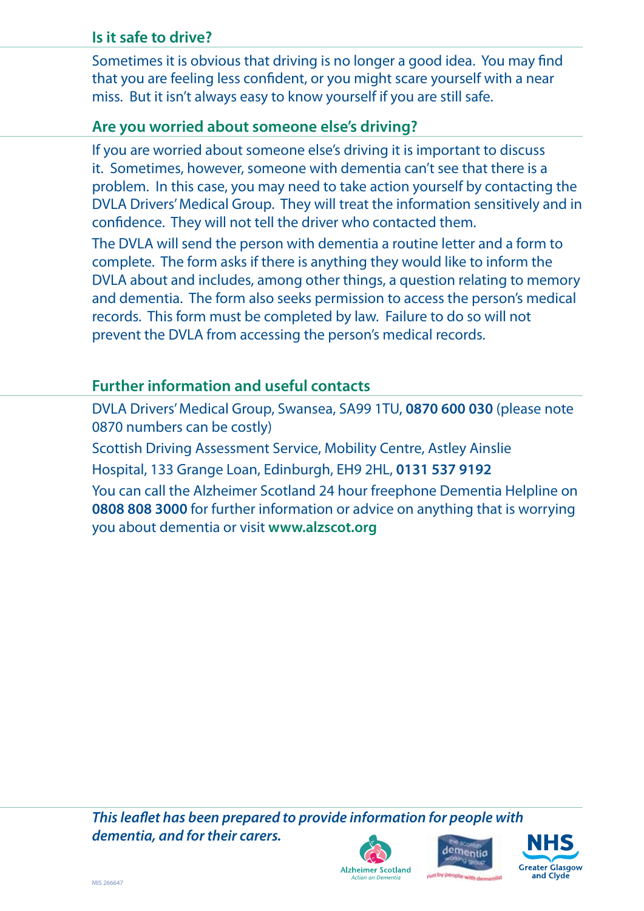## Is it safe to drive?

Sometimes it is obvious that driving is no longer a good idea. You may find that you are feeling less confident, or you might scare yourself with a near miss. But it isn't always easy to know yourself if you are still safe.

## Are you worried about someone else's driving?

If you are worried about someone else's driving it is important to discuss it. Sometimes, however, someone with dementia can't see that there is a problem. In this case, you may need to take action yourself by contacting the DVLA Drivers' Medical Group. They will treat the information sensitively and in confidence. They will not tell the driver who contacted them.

The DVLA will send the person with dementia a routine letter and a form to complete. The form asks if there is anything they would like to inform the DVLA about and includes, among other things, a question relating to memory and dementia. The form also seeks permission to access the person's medical records. This form must be completed by law. Failure to do so will not prevent the DVLA from accessing the person's medical records.

## Further information and useful contacts

DVLA Drivers' Medical Group, Swansea, SA99 1TU, **0870 600 030** (please note 0870 numbers can be costly)

Scottish Driving Assessment Service, Mobility Centre, Astley Ainslie Hospital, 133 Grange Loan, Edinburgh, EH9 2HL, **0131 537 9192**

You can call the Alzheimer Scotland 24 hour freephone Dementia Helpline on **0808 808 3000** for further information or advice on anything that is worrying you about dementia or visit **www.alzscot.org**

***This leaflet has been prepared to provide information for people with dementia, and for their carers.***

Alzheimer Scotland
Action on Dementia

the scottish dementia working group
run by people with dementia

NHS
Greater Glasgow and Clyde

MIS 266647